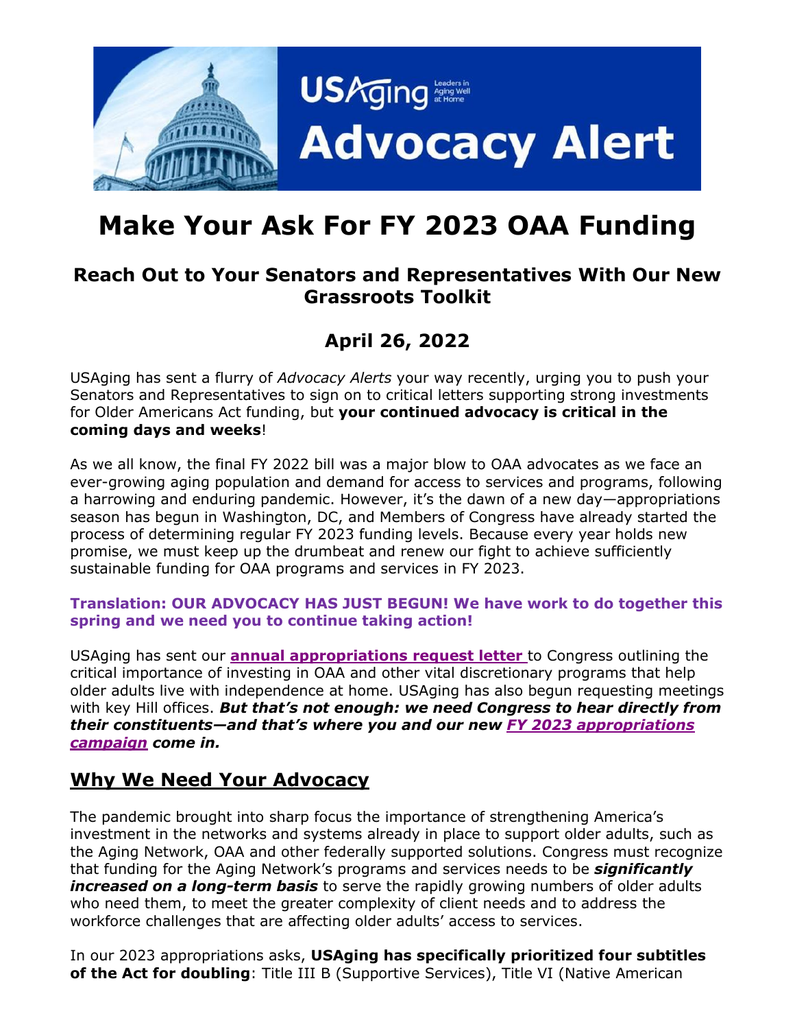USAging Leaders in Aging Well at Home

**Advocacy Alert**

# Make Your Ask For FY 2023 OAA Funding

### Reach Out to Your Senators and Representatives With Our New Grassroots Toolkit

### April 26, 2022

USAging has sent a flurry of *Advocacy Alerts* your way recently, urging you to push your Senators and Representatives to sign on to critical letters supporting strong investments for Older Americans Act funding, but **your continued advocacy is critical in the coming days and weeks**!

As we all know, the final FY 2022 bill was a major blow to OAA advocates as we face an ever-growing aging population and demand for access to services and programs, following a harrowing and enduring pandemic. However, it's the dawn of a new day—appropriations season has begun in Washington, DC, and Members of Congress have already started the process of determining regular FY 2023 funding levels. Because every year holds new promise, we must keep up the drumbeat and renew our fight to achieve sufficiently sustainable funding for OAA programs and services in FY 2023.

**Translation: OUR ADVOCACY HAS JUST BEGUN! We have work to do together this spring and we need you to continue taking action!**

USAging has sent our **annual appropriations request letter** to Congress outlining the critical importance of investing in OAA and other vital discretionary programs that help older adults live with independence at home. USAging has also begun requesting meetings with key Hill offices. ***But that's not enough: we need Congress to hear directly from their constituents—and that's where you and our new FY 2023 appropriations campaign come in.***

## Why We Need Your Advocacy

The pandemic brought into sharp focus the importance of strengthening America's investment in the networks and systems already in place to support older adults, such as the Aging Network, OAA and other federally supported solutions. Congress must recognize that funding for the Aging Network's programs and services needs to be ***significantly increased on a long-term basis*** to serve the rapidly growing numbers of older adults who need them, to meet the greater complexity of client needs and to address the workforce challenges that are affecting older adults' access to services.

In our 2023 appropriations asks, **USAging has specifically prioritized four subtitles of the Act for doubling**: Title III B (Supportive Services), Title VI (Native American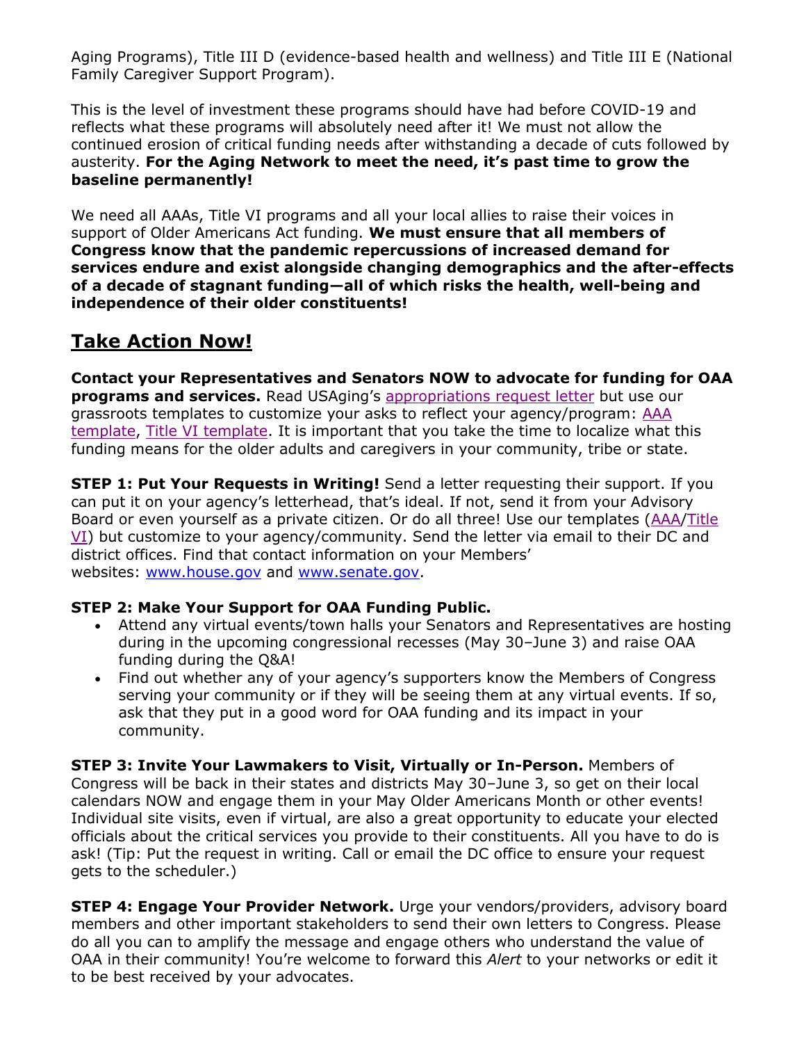Aging Programs), Title III D (evidence-based health and wellness) and Title III E (National Family Caregiver Support Program).

This is the level of investment these programs should have had before COVID-19 and reflects what these programs will absolutely need after it! We must not allow the continued erosion of critical funding needs after withstanding a decade of cuts followed by austerity. **For the Aging Network to meet the need, it's past time to grow the baseline permanently!**

We need all AAAs, Title VI programs and all your local allies to raise their voices in support of Older Americans Act funding. **We must ensure that all members of Congress know that the pandemic repercussions of increased demand for services endure and exist alongside changing demographics and the after-effects of a decade of stagnant funding—all of which risks the health, well-being and independence of their older constituents!**

## Take Action Now!

**Contact your Representatives and Senators NOW to advocate for funding for OAA programs and services.** Read USAging's appropriations request letter but use our grassroots templates to customize your asks to reflect your agency/program: AAA template, Title VI template. It is important that you take the time to localize what this funding means for the older adults and caregivers in your community, tribe or state.

**STEP 1: Put Your Requests in Writing!** Send a letter requesting their support. If you can put it on your agency's letterhead, that's ideal. If not, send it from your Advisory Board or even yourself as a private citizen. Or do all three! Use our templates (AAA/Title VI) but customize to your agency/community. Send the letter via email to their DC and district offices. Find that contact information on your Members' websites: www.house.gov and www.senate.gov.

**STEP 2: Make Your Support for OAA Funding Public.**

- Attend any virtual events/town halls your Senators and Representatives are hosting during in the upcoming congressional recesses (May 30–June 3) and raise OAA funding during the Q&A!
- Find out whether any of your agency's supporters know the Members of Congress serving your community or if they will be seeing them at any virtual events. If so, ask that they put in a good word for OAA funding and its impact in your community.

**STEP 3: Invite Your Lawmakers to Visit, Virtually or In-Person.** Members of Congress will be back in their states and districts May 30–June 3, so get on their local calendars NOW and engage them in your May Older Americans Month or other events! Individual site visits, even if virtual, are also a great opportunity to educate your elected officials about the critical services you provide to their constituents. All you have to do is ask! (Tip: Put the request in writing. Call or email the DC office to ensure your request gets to the scheduler.)

**STEP 4: Engage Your Provider Network.** Urge your vendors/providers, advisory board members and other important stakeholders to send their own letters to Congress. Please do all you can to amplify the message and engage others who understand the value of OAA in their community! You're welcome to forward this *Alert* to your networks or edit it to be best received by your advocates.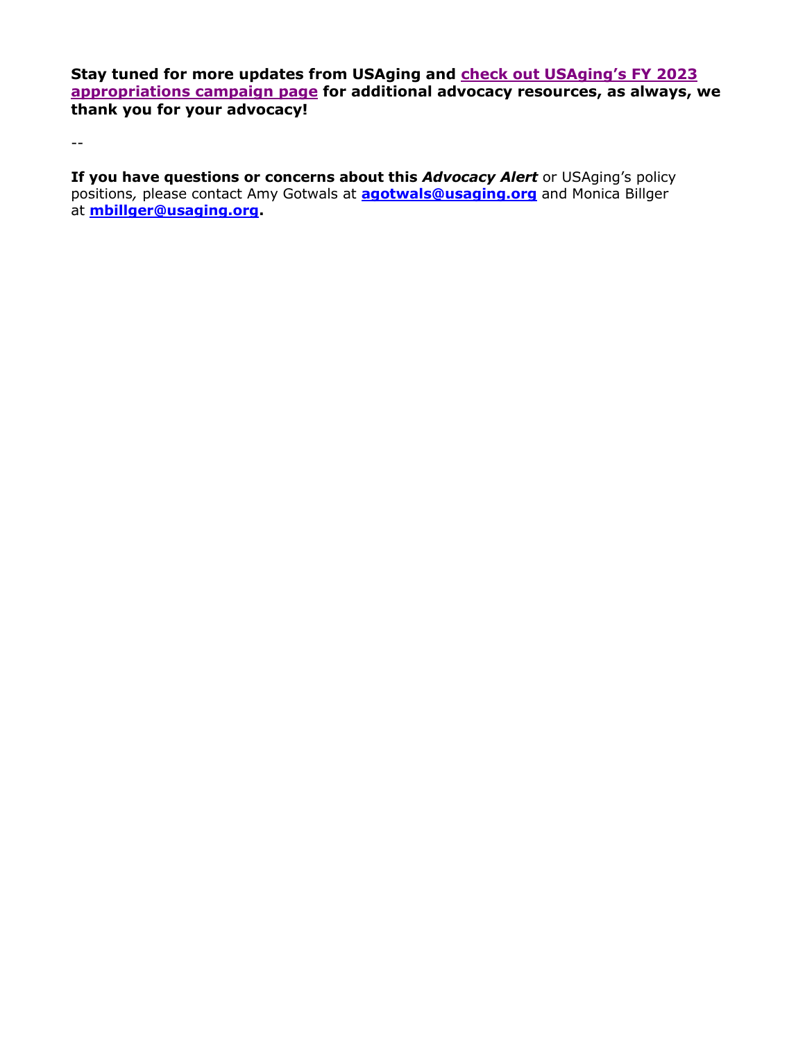**Stay tuned for more updates from USAging and check out USAging's FY 2023 appropriations campaign page for additional advocacy resources, as always, we thank you for your advocacy!**

--

**If you have questions or concerns about this *Advocacy Alert*** or USAging's policy positions, please contact Amy Gotwals at **agotwals@usaging.org** and Monica Billger at **mbillger@usaging.org.**